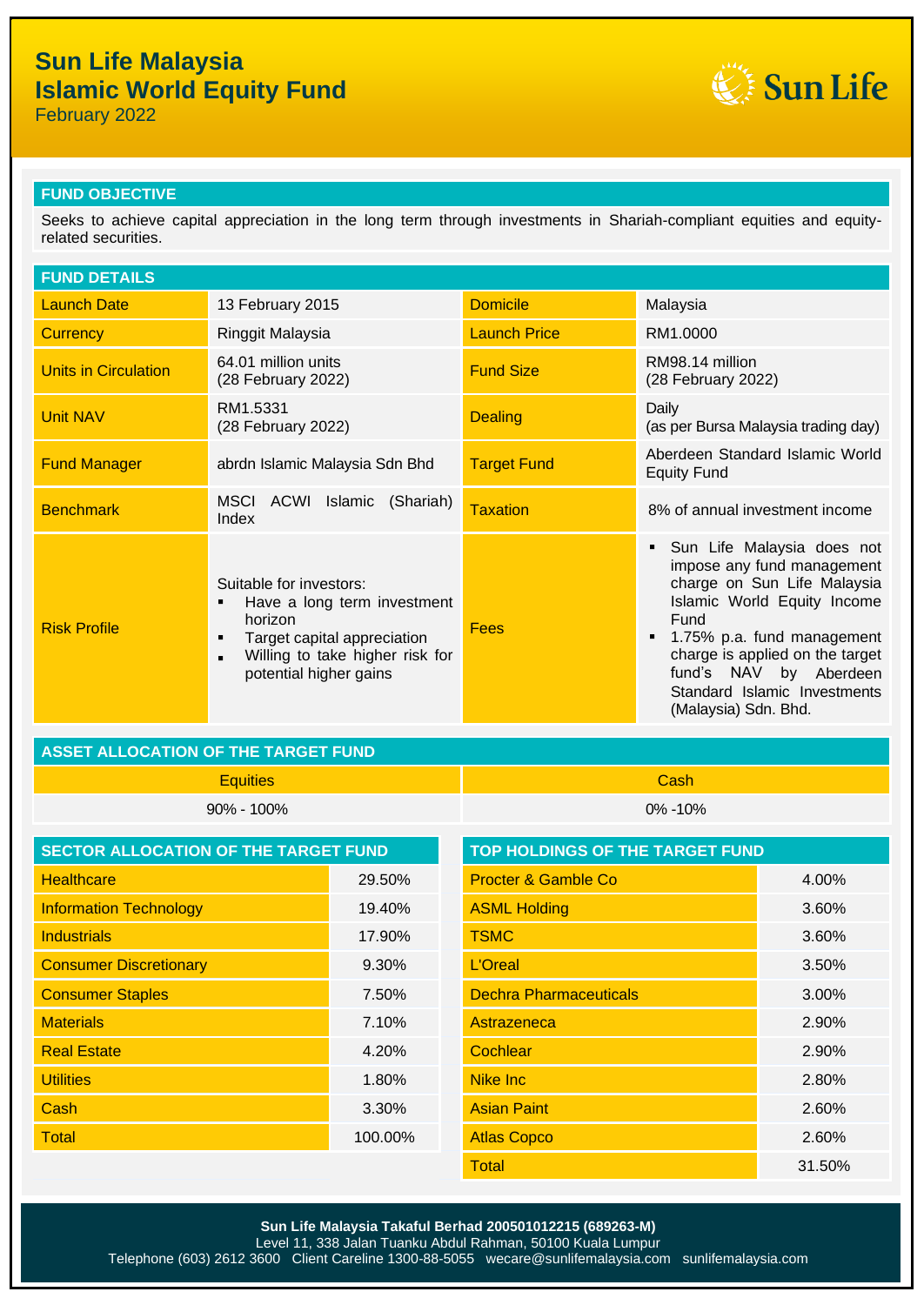# Sun Life Malaysia Islamic World Equity Fund

February 2022

## FUND OBJECTIVE

Seeks to achieve capital appreciation in the long term through investments in Shariah-compliant equities and equity-related securities.

## FUND DETAILS

| | | | |
|---|---|---|---|
| Launch Date | 13 February 2015 | Domicile | Malaysia |
| Currency | Ringgit Malaysia | Launch Price | RM1.0000 |
| Units in Circulation | 64.01 million units (28 February 2022) | Fund Size | RM98.14 million (28 February 2022) |
| Unit NAV | RM1.5331 (28 February 2022) | Dealing | Daily (as per Bursa Malaysia trading day) |
| Fund Manager | abrdn Islamic Malaysia Sdn Bhd | Target Fund | Aberdeen Standard Islamic World Equity Fund |
| Benchmark | MSCI ACWI Islamic (Shariah) Index | Taxation | 8% of annual investment income |
| Risk Profile | Suitable for investors:<br>▪ Have a long term investment horizon<br>▪ Target capital appreciation<br>▪ Willing to take higher risk for potential higher gains | Fees | ▪ Sun Life Malaysia does not impose any fund management charge on Sun Life Malaysia Islamic World Equity Income Fund<br>▪ 1.75% p.a. fund management charge is applied on the target fund's NAV by Aberdeen Standard Islamic Investments (Malaysia) Sdn. Bhd. |

## ASSET ALLOCATION OF THE TARGET FUND

| Equities | Cash |
|---|---|
| 90% - 100% | 0% -10% |

## SECTOR ALLOCATION OF THE TARGET FUND

| | |
|---|---|
| Healthcare | 29.50% |
| Information Technology | 19.40% |
| Industrials | 17.90% |
| Consumer Discretionary | 9.30% |
| Consumer Staples | 7.50% |
| Materials | 7.10% |
| Real Estate | 4.20% |
| Utilities | 1.80% |
| Cash | 3.30% |
| Total | 100.00% |

## TOP HOLDINGS OF THE TARGET FUND

| | |
|---|---|
| Procter & Gamble Co | 4.00% |
| ASML Holding | 3.60% |
| TSMC | 3.60% |
| L'Oreal | 3.50% |
| Dechra Pharmaceuticals | 3.00% |
| Astrazeneca | 2.90% |
| Cochlear | 2.90% |
| Nike Inc | 2.80% |
| Asian Paint | 2.60% |
| Atlas Copco | 2.60% |
| Total | 31.50% |

**Sun Life Malaysia Takaful Berhad 200501012215 (689263-M)**
Level 11, 338 Jalan Tuanku Abdul Rahman, 50100 Kuala Lumpur
Telephone (603) 2612 3600 Client Careline 1300-88-5055 wecare@sunlifemalaysia.com sunlifemalaysia.com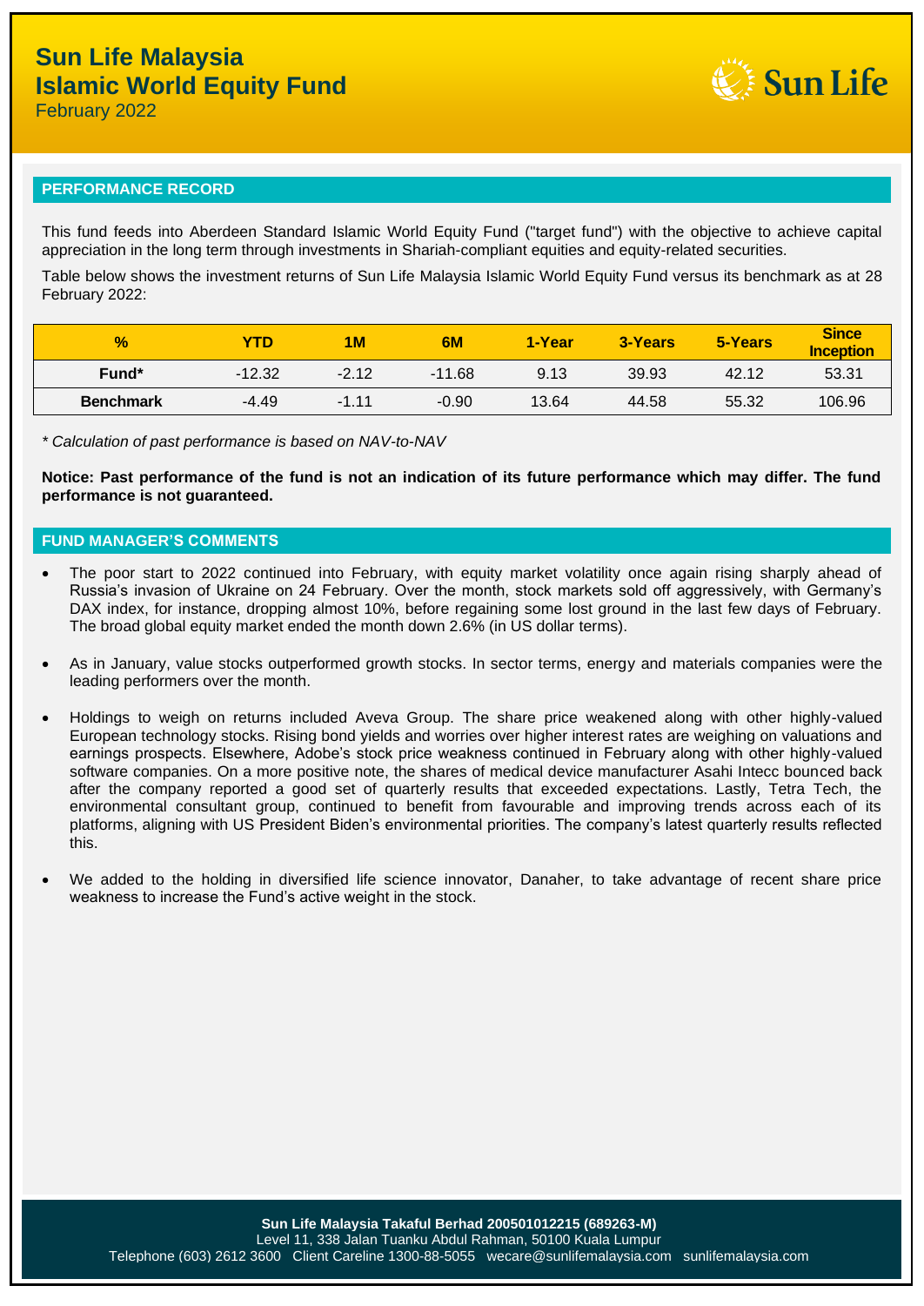# Sun Life Malaysia
# Islamic World Equity Fund

February 2022

## PERFORMANCE RECORD

This fund feeds into Aberdeen Standard Islamic World Equity Fund ("target fund") with the objective to achieve capital appreciation in the long term through investments in Shariah-compliant equities and equity-related securities.

Table below shows the investment returns of Sun Life Malaysia Islamic World Equity Fund versus its benchmark as at 28 February 2022:

| % | YTD | 1M | 6M | 1-Year | 3-Years | 5-Years | Since Inception |
|---|---|---|---|---|---|---|---|
| **Fund*** | -12.32 | -2.12 | -11.68 | 9.13 | 39.93 | 42.12 | 53.31 |
| **Benchmark** | -4.49 | -1.11 | -0.90 | 13.64 | 44.58 | 55.32 | 106.96 |

*\* Calculation of past performance is based on NAV-to-NAV*

**Notice: Past performance of the fund is not an indication of its future performance which may differ. The fund performance is not guaranteed.**

## FUND MANAGER'S COMMENTS

- The poor start to 2022 continued into February, with equity market volatility once again rising sharply ahead of Russia's invasion of Ukraine on 24 February. Over the month, stock markets sold off aggressively, with Germany's DAX index, for instance, dropping almost 10%, before regaining some lost ground in the last few days of February. The broad global equity market ended the month down 2.6% (in US dollar terms).

- As in January, value stocks outperformed growth stocks. In sector terms, energy and materials companies were the leading performers over the month.

- Holdings to weigh on returns included Aveva Group. The share price weakened along with other highly-valued European technology stocks. Rising bond yields and worries over higher interest rates are weighing on valuations and earnings prospects. Elsewhere, Adobe's stock price weakness continued in February along with other highly-valued software companies. On a more positive note, the shares of medical device manufacturer Asahi Intecc bounced back after the company reported a good set of quarterly results that exceeded expectations. Lastly, Tetra Tech, the environmental consultant group, continued to benefit from favourable and improving trends across each of its platforms, aligning with US President Biden's environmental priorities. The company's latest quarterly results reflected this.

- We added to the holding in diversified life science innovator, Danaher, to take advantage of recent share price weakness to increase the Fund's active weight in the stock.

**Sun Life Malaysia Takaful Berhad 200501012215 (689263-M)**
Level 11, 338 Jalan Tuanku Abdul Rahman, 50100 Kuala Lumpur
Telephone (603) 2612 3600 Client Careline 1300-88-5055 wecare@sunlifemalaysia.com sunlifemalaysia.com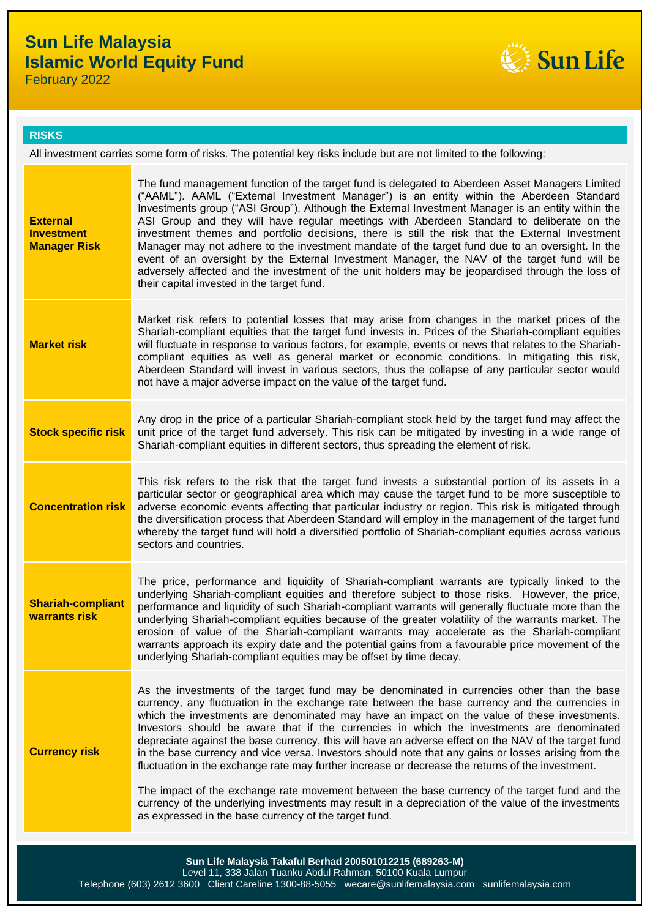# Sun Life Malaysia Islamic World Equity Fund

February 2022

## RISKS

All investment carries some form of risks. The potential key risks include but are not limited to the following:

| | |
|---|---|
| **External Investment Manager Risk** | The fund management function of the target fund is delegated to Aberdeen Asset Managers Limited ("AAML"). AAML ("External Investment Manager") is an entity within the Aberdeen Standard Investments group ("ASI Group"). Although the External Investment Manager is an entity within the ASI Group and they will have regular meetings with Aberdeen Standard to deliberate on the investment themes and portfolio decisions, there is still the risk that the External Investment Manager may not adhere to the investment mandate of the target fund due to an oversight. In the event of an oversight by the External Investment Manager, the NAV of the target fund will be adversely affected and the investment of the unit holders may be jeopardised through the loss of their capital invested in the target fund. |
| **Market risk** | Market risk refers to potential losses that may arise from changes in the market prices of the Shariah-compliant equities that the target fund invests in. Prices of the Shariah-compliant equities will fluctuate in response to various factors, for example, events or news that relates to the Shariah-compliant equities as well as general market or economic conditions. In mitigating this risk, Aberdeen Standard will invest in various sectors, thus the collapse of any particular sector would not have a major adverse impact on the value of the target fund. |
| **Stock specific risk** | Any drop in the price of a particular Shariah-compliant stock held by the target fund may affect the unit price of the target fund adversely. This risk can be mitigated by investing in a wide range of Shariah-compliant equities in different sectors, thus spreading the element of risk. |
| **Concentration risk** | This risk refers to the risk that the target fund invests a substantial portion of its assets in a particular sector or geographical area which may cause the target fund to be more susceptible to adverse economic events affecting that particular industry or region. This risk is mitigated through the diversification process that Aberdeen Standard will employ in the management of the target fund whereby the target fund will hold a diversified portfolio of Shariah-compliant equities across various sectors and countries. |
| **Shariah-compliant warrants risk** | The price, performance and liquidity of Shariah-compliant warrants are typically linked to the underlying Shariah-compliant equities and therefore subject to those risks. However, the price, performance and liquidity of such Shariah-compliant warrants will generally fluctuate more than the underlying Shariah-compliant equities because of the greater volatility of the warrants market. The erosion of value of the Shariah-compliant warrants may accelerate as the Shariah-compliant warrants approach its expiry date and the potential gains from a favourable price movement of the underlying Shariah-compliant equities may be offset by time decay. |
| **Currency risk** | As the investments of the target fund may be denominated in currencies other than the base currency, any fluctuation in the exchange rate between the base currency and the currencies in which the investments are denominated may have an impact on the value of these investments. Investors should be aware that if the currencies in which the investments are denominated depreciate against the base currency, this will have an adverse effect on the NAV of the target fund in the base currency and vice versa. Investors should note that any gains or losses arising from the fluctuation in the exchange rate may further increase or decrease the returns of the investment.<br><br>The impact of the exchange rate movement between the base currency of the target fund and the currency of the underlying investments may result in a depreciation of the value of the investments as expressed in the base currency of the target fund. |

**Sun Life Malaysia Takaful Berhad 200501012215 (689263-M)**
Level 11, 338 Jalan Tuanku Abdul Rahman, 50100 Kuala Lumpur
Telephone (603) 2612 3600 Client Careline 1300-88-5055 wecare@sunlifemalaysia.com sunlifemalaysia.com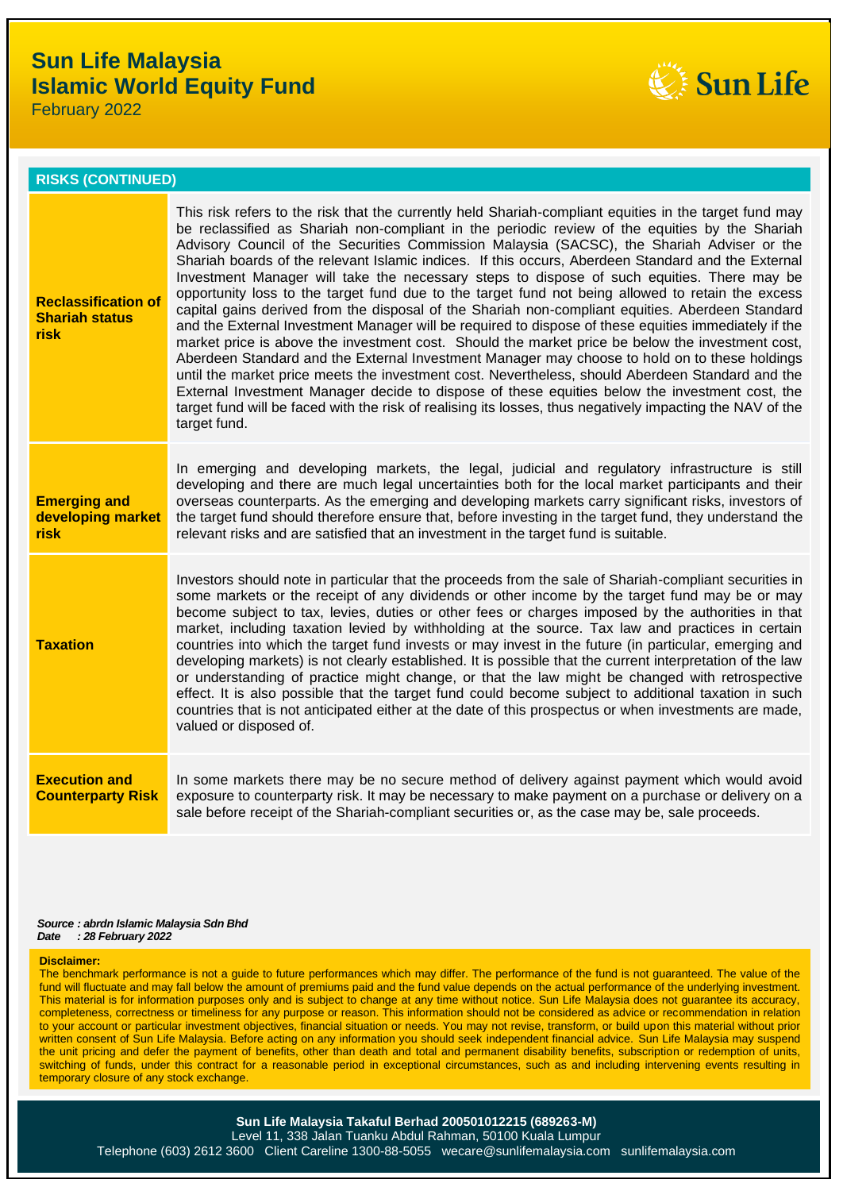# Sun Life Malaysia Islamic World Equity Fund

February 2022

## RISKS (CONTINUED)

| | |
|---|---|
| **Reclassification of Shariah status risk** | This risk refers to the risk that the currently held Shariah-compliant equities in the target fund may be reclassified as Shariah non-compliant in the periodic review of the equities by the Shariah Advisory Council of the Securities Commission Malaysia (SACSC), the Shariah Adviser or the Shariah boards of the relevant Islamic indices. If this occurs, Aberdeen Standard and the External Investment Manager will take the necessary steps to dispose of such equities. There may be opportunity loss to the target fund due to the target fund not being allowed to retain the excess capital gains derived from the disposal of the Shariah non-compliant equities. Aberdeen Standard and the External Investment Manager will be required to dispose of these equities immediately if the market price is above the investment cost. Should the market price be below the investment cost, Aberdeen Standard and the External Investment Manager may choose to hold on to these holdings until the market price meets the investment cost. Nevertheless, should Aberdeen Standard and the External Investment Manager decide to dispose of these equities below the investment cost, the target fund will be faced with the risk of realising its losses, thus negatively impacting the NAV of the target fund. |
| **Emerging and developing market risk** | In emerging and developing markets, the legal, judicial and regulatory infrastructure is still developing and there are much legal uncertainties both for the local market participants and their overseas counterparts. As the emerging and developing markets carry significant risks, investors of the target fund should therefore ensure that, before investing in the target fund, they understand the relevant risks and are satisfied that an investment in the target fund is suitable. |
| **Taxation** | Investors should note in particular that the proceeds from the sale of Shariah-compliant securities in some markets or the receipt of any dividends or other income by the target fund may be or may become subject to tax, levies, duties or other fees or charges imposed by the authorities in that market, including taxation levied by withholding at the source. Tax law and practices in certain countries into which the target fund invests or may invest in the future (in particular, emerging and developing markets) is not clearly established. It is possible that the current interpretation of the law or understanding of practice might change, or that the law might be changed with retrospective effect. It is also possible that the target fund could become subject to additional taxation in such countries that is not anticipated either at the date of this prospectus or when investments are made, valued or disposed of. |
| **Execution and Counterparty Risk** | In some markets there may be no secure method of delivery against payment which would avoid exposure to counterparty risk. It may be necessary to make payment on a purchase or delivery on a sale before receipt of the Shariah-compliant securities or, as the case may be, sale proceeds. |

***Source : abrdn Islamic Malaysia Sdn Bhd***
***Date : 28 February 2022***

**Disclaimer:**
The benchmark performance is not a guide to future performances which may differ. The performance of the fund is not guaranteed. The value of the fund will fluctuate and may fall below the amount of premiums paid and the fund value depends on the actual performance of the underlying investment. This material is for information purposes only and is subject to change at any time without notice. Sun Life Malaysia does not guarantee its accuracy, completeness, correctness or timeliness for any purpose or reason. This information should not be considered as advice or recommendation in relation to your account or particular investment objectives, financial situation or needs. You may not revise, transform, or build upon this material without prior written consent of Sun Life Malaysia. Before acting on any information you should seek independent financial advice. Sun Life Malaysia may suspend the unit pricing and defer the payment of benefits, other than death and total and permanent disability benefits, subscription or redemption of units, switching of funds, under this contract for a reasonable period in exceptional circumstances, such as and including intervening events resulting in temporary closure of any stock exchange.

**Sun Life Malaysia Takaful Berhad 200501012215 (689263-M)**
Level 11, 338 Jalan Tuanku Abdul Rahman, 50100 Kuala Lumpur
Telephone (603) 2612 3600 Client Careline 1300-88-5055 wecare@sunlifemalaysia.com sunlifemalaysia.com